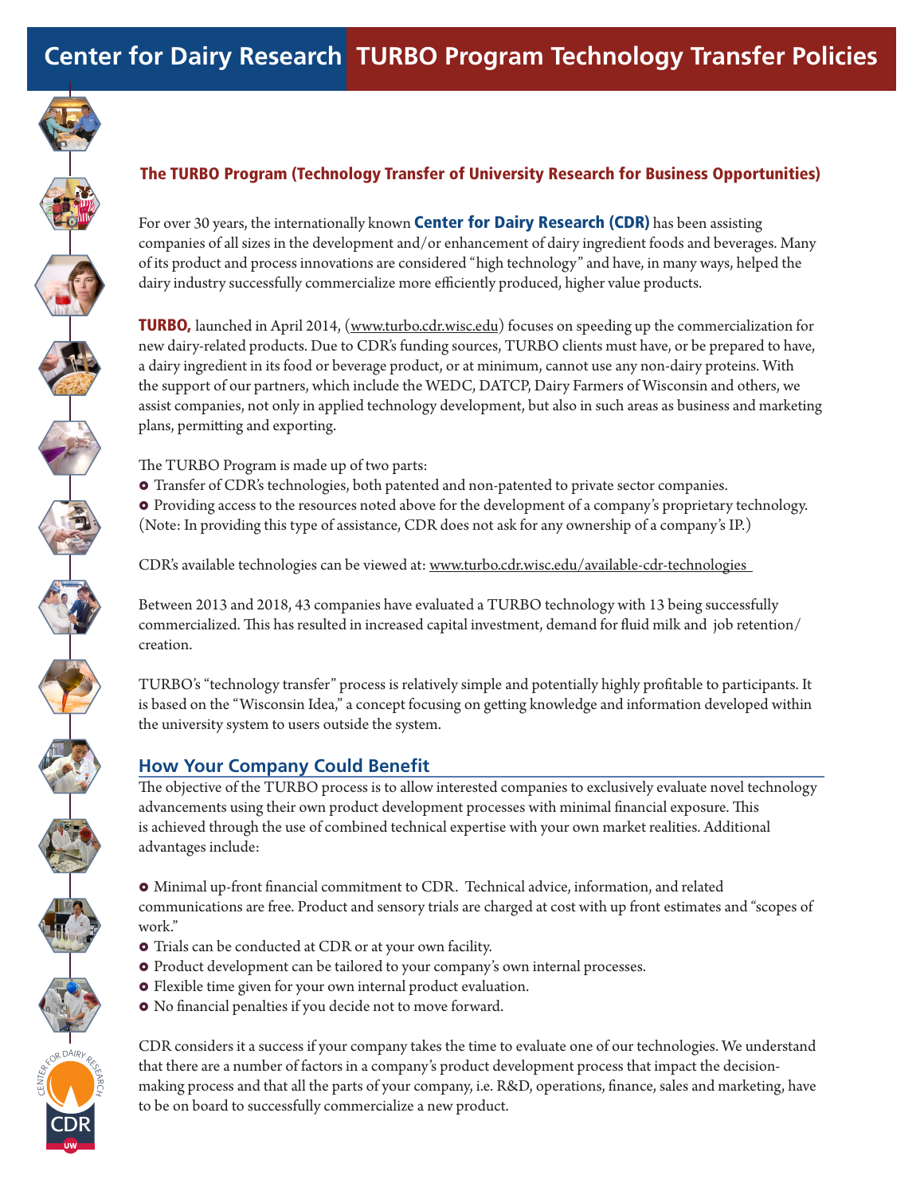# Center for Dairy Research TURBO Program Technology Transfer Policies

## The TURBO Program (Technology Transfer of University Research for Business Opportunities)

For over 30 years, the internationally known **Center for Dairy Research (CDR)** has been assisting companies of all sizes in the development and/or enhancement of dairy ingredient foods and beverages. Many of its product and process innovations are considered "high technology" and have, in many ways, helped the dairy industry successfully commercialize more efficiently produced, higher value products.

**TURBO,** launched in April 2014, (www.turbo.cdr.wisc.edu) focuses on speeding up the commercialization for new dairy-related products. Due to CDR's funding sources, TURBO clients must have, or be prepared to have, a dairy ingredient in its food or beverage product, or at minimum, cannot use any non-dairy proteins. With the support of our partners, which include the WEDC, DATCP, Dairy Farmers of Wisconsin and others, we assist companies, not only in applied technology development, but also in such areas as business and marketing plans, permitting and exporting.

The TURBO Program is made up of two parts:

- Transfer of CDR's technologies, both patented and non-patented to private sector companies.
- Providing access to the resources noted above for the development of a company's proprietary technology.

(Note: In providing this type of assistance, CDR does not ask for any ownership of a company's IP.)

CDR's available technologies can be viewed at: www.turbo.cdr.wisc.edu/available-cdr-technologies

Between 2013 and 2018, 43 companies have evaluated a TURBO technology with 13 being successfully commercialized. This has resulted in increased capital investment, demand for fluid milk and job retention/creation.

TURBO's "technology transfer" process is relatively simple and potentially highly profitable to participants. It is based on the "Wisconsin Idea," a concept focusing on getting knowledge and information developed within the university system to users outside the system.

## How Your Company Could Benefit

The objective of the TURBO process is to allow interested companies to exclusively evaluate novel technology advancements using their own product development processes with minimal financial exposure. This is achieved through the use of combined technical expertise with your own market realities. Additional advantages include:

- Minimal up-front financial commitment to CDR. Technical advice, information, and related communications are free. Product and sensory trials are charged at cost with up front estimates and "scopes of work."
- Trials can be conducted at CDR or at your own facility.
- Product development can be tailored to your company's own internal processes.
- Flexible time given for your own internal product evaluation.
- No financial penalties if you decide not to move forward.

CDR considers it a success if your company takes the time to evaluate one of our technologies. We understand that there are a number of factors in a company's product development process that impact the decision-making process and that all the parts of your company, i.e. R&D, operations, finance, sales and marketing, have to be on board to successfully commercialize a new product.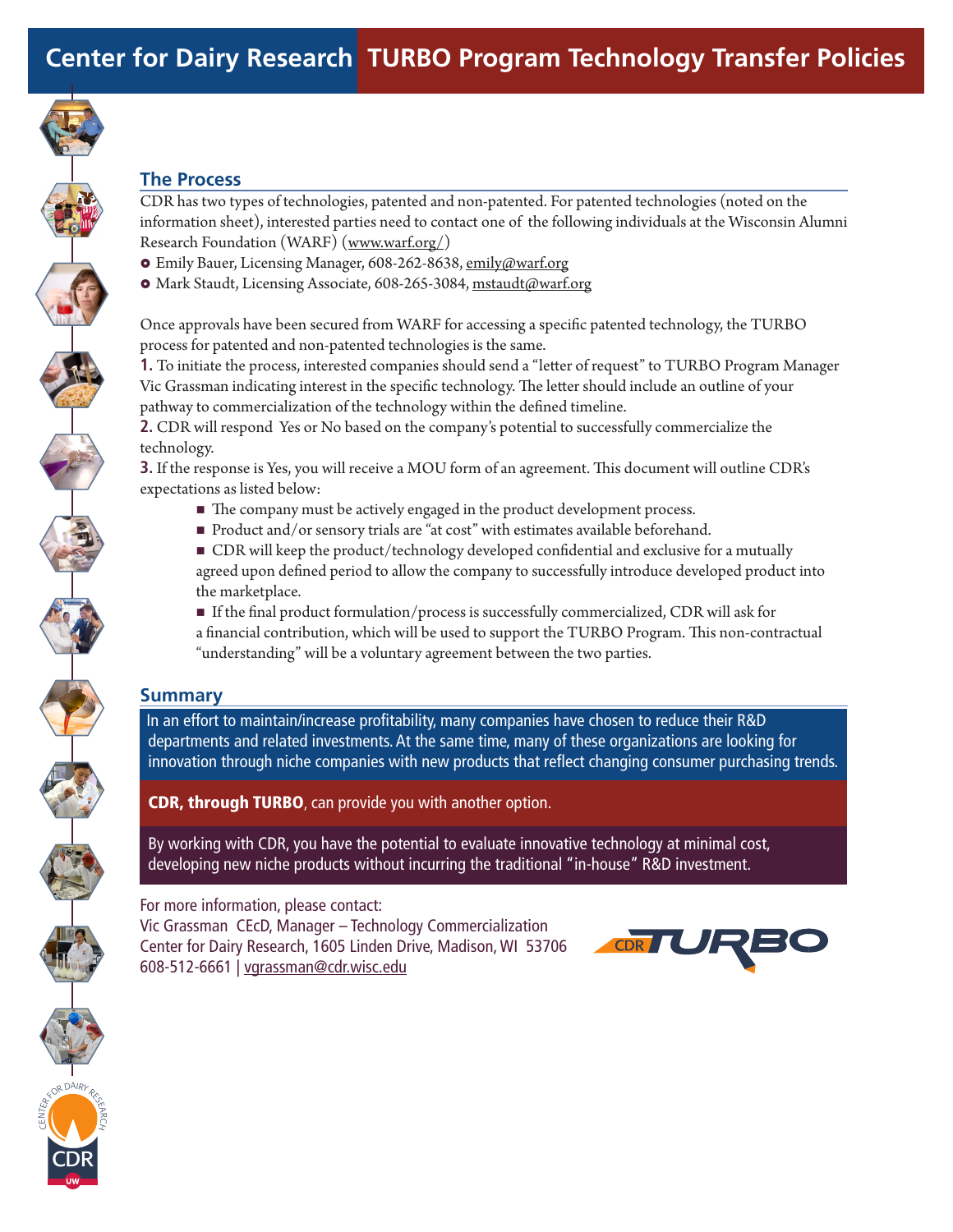# Center for Dairy Research TURBO Program Technology Transfer Policies

## The Process

CDR has two types of technologies, patented and non-patented. For patented technologies (noted on the information sheet), interested parties need to contact one of the following individuals at the Wisconsin Alumni Research Foundation (WARF) (www.warf.org/)

- Emily Bauer, Licensing Manager, 608-262-8638, emily@warf.org
- Mark Staudt, Licensing Associate, 608-265-3084, mstaudt@warf.org

Once approvals have been secured from WARF for accessing a specific patented technology, the TURBO process for patented and non-patented technologies is the same.

**1.** To initiate the process, interested companies should send a "letter of request" to TURBO Program Manager Vic Grassman indicating interest in the specific technology. The letter should include an outline of your pathway to commercialization of the technology within the defined timeline.

**2.** CDR will respond Yes or No based on the company's potential to successfully commercialize the technology.

**3.** If the response is Yes, you will receive a MOU form of an agreement. This document will outline CDR's expectations as listed below:

- The company must be actively engaged in the product development process.
- Product and/or sensory trials are "at cost" with estimates available beforehand.
- CDR will keep the product/technology developed confidential and exclusive for a mutually agreed upon defined period to allow the company to successfully introduce developed product into the marketplace.
- If the final product formulation/process is successfully commercialized, CDR will ask for a financial contribution, which will be used to support the TURBO Program. This non-contractual "understanding" will be a voluntary agreement between the two parties.

## Summary

In an effort to maintain/increase profitability, many companies have chosen to reduce their R&D departments and related investments. At the same time, many of these organizations are looking for innovation through niche companies with new products that reflect changing consumer purchasing trends.

**CDR, through TURBO**, can provide you with another option.

By working with CDR, you have the potential to evaluate innovative technology at minimal cost, developing new niche products without incurring the traditional "in-house" R&D investment.

For more information, please contact:
Vic Grassman CEcD, Manager – Technology Commercialization
Center for Dairy Research, 1605 Linden Drive, Madison, WI 53706
608-512-6661 | vgrassman@cdr.wisc.edu

CDR TURBO